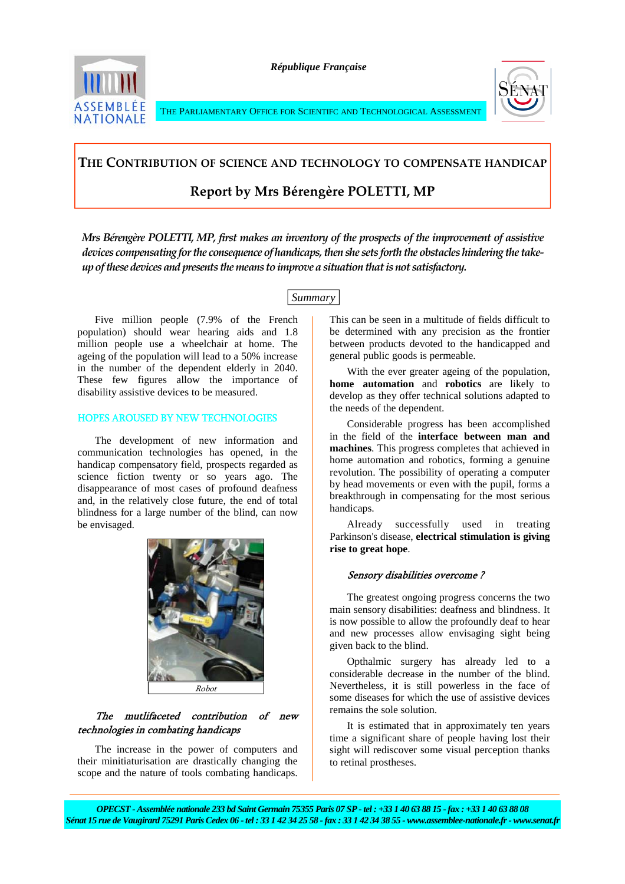République Française

THE PARLIAMENTARY OFFICE FOR SCIENTIFC AND TECHNOLOGICAL ASSESSMENT

# THE CONTRIBUTION OF SCIENCE AND TECHNOLOGY TO COMPENSATE HANDICAP

## Report by Mrs Bérengère POLETTI, MP

*Mrs Bérengère POLETTI, MP, first makes an inventory of the prospects of the improvement of assistive devices compensating for the consequence of handicaps, then she sets forth the obstacles hindering the take-up of these devices and presents the means to improve a situation that is not satisfactory.*

*Summary*

Five million people (7.9% of the French population) should wear hearing aids and 1.8 million people use a wheelchair at home. The ageing of the population will lead to a 50% increase in the number of the dependent elderly in 2040. These few figures allow the importance of disability assistive devices to be measured.

## HOPES AROUSED BY NEW TECHNOLOGIES

The development of new information and communication technologies has opened, in the handicap compensatory field, prospects regarded as science fiction twenty or so years ago. The disappearance of most cases of profound deafness and, in the relatively close future, the end of total blindness for a large number of the blind, can now be envisaged.

*Robot*

### *The mutlifaceted contribution of new technologies in combating handicaps*

The increase in the power of computers and their minitiaturisation are drastically changing the scope and the nature of tools combating handicaps. This can be seen in a multitude of fields difficult to be determined with any precision as the frontier between products devoted to the handicapped and general public goods is permeable.

With the ever greater ageing of the population, **home automation** and **robotics** are likely to develop as they offer technical solutions adapted to the needs of the dependent.

Considerable progress has been accomplished in the field of the **interface between man and machines**. This progress completes that achieved in home automation and robotics, forming a genuine revolution. The possibility of operating a computer by head movements or even with the pupil, forms a breakthrough in compensating for the most serious handicaps.

Already successfully used in treating Parkinson's disease, **electrical stimulation is giving rise to great hope**.

### *Sensory disabilities overcome ?*

The greatest ongoing progress concerns the two main sensory disabilities: deafness and blindness. It is now possible to allow the profoundly deaf to hear and new processes allow envisaging sight being given back to the blind.

Opthalmic surgery has already led to a considerable decrease in the number of the blind. Nevertheless, it is still powerless in the face of some diseases for which the use of assistive devices remains the sole solution.

It is estimated that in approximately ten years time a significant share of people having lost their sight will rediscover some visual perception thanks to retinal prostheses.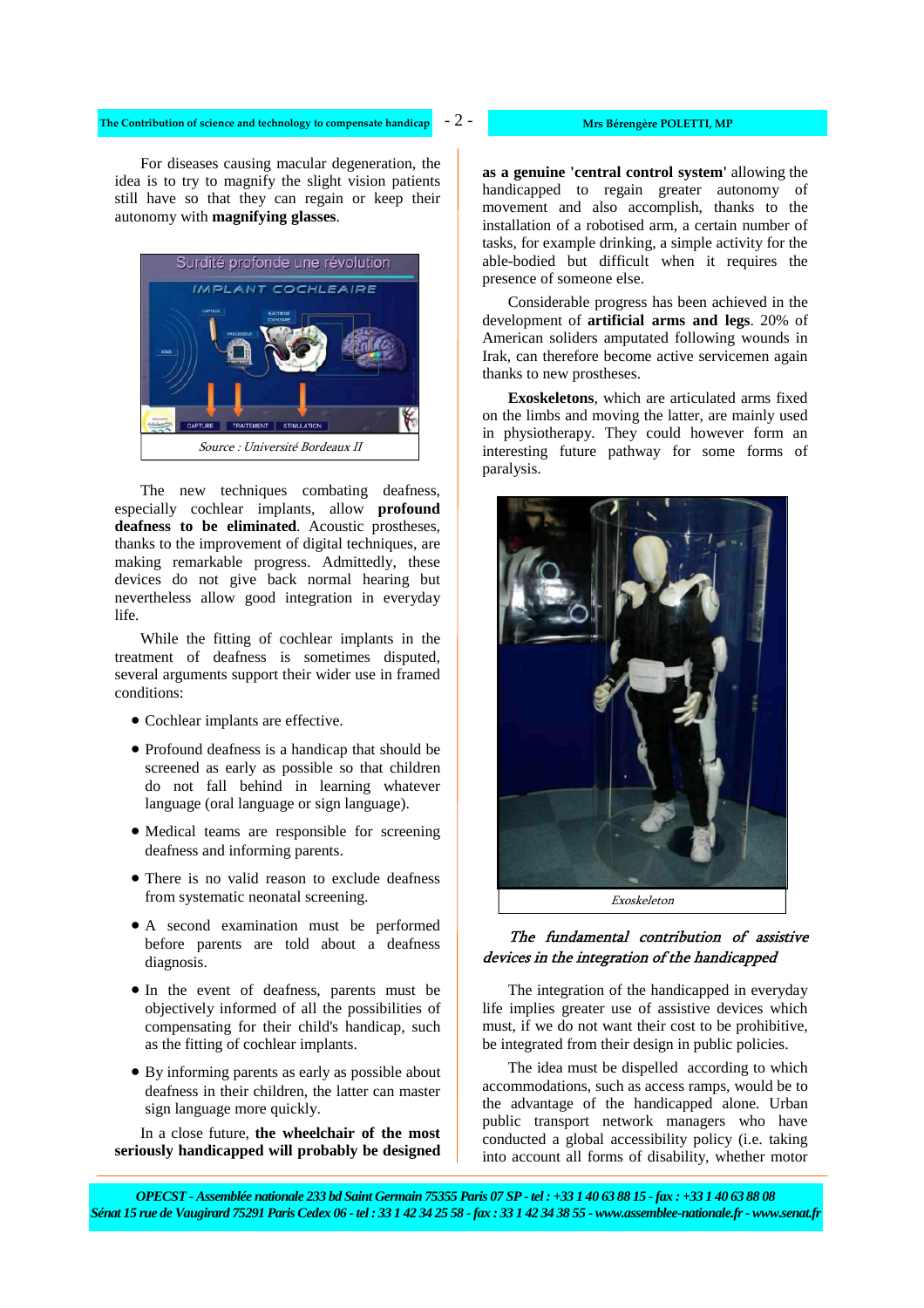For diseases causing macular degeneration, the idea is to try to magnify the slight vision patients still have so that they can regain or keep their autonomy with **magnifying glasses**.

*Source : Université Bordeaux II*

The new techniques combating deafness, especially cochlear implants, allow **profound deafness to be eliminated**. Acoustic prostheses, thanks to the improvement of digital techniques, are making remarkable progress. Admittedly, these devices do not give back normal hearing but nevertheless allow good integration in everyday life.

While the fitting of cochlear implants in the treatment of deafness is sometimes disputed, several arguments support their wider use in framed conditions:

- Cochlear implants are effective.
- Profound deafness is a handicap that should be screened as early as possible so that children do not fall behind in learning whatever language (oral language or sign language).
- Medical teams are responsible for screening deafness and informing parents.
- There is no valid reason to exclude deafness from systematic neonatal screening.
- A second examination must be performed before parents are told about a deafness diagnosis.
- In the event of deafness, parents must be objectively informed of all the possibilities of compensating for their child's handicap, such as the fitting of cochlear implants.
- By informing parents as early as possible about deafness in their children, the latter can master sign language more quickly.

In a close future, **the wheelchair of the most seriously handicapped will probably be designed as a genuine 'central control system'** allowing the handicapped to regain greater autonomy of movement and also accomplish, thanks to the installation of a robotised arm, a certain number of tasks, for example drinking, a simple activity for the able-bodied but difficult when it requires the presence of someone else.

Considerable progress has been achieved in the development of **artificial arms and legs**. 20% of American soliders amputated following wounds in Irak, can therefore become active servicemen again thanks to new prostheses.

**Exoskeletons**, which are articulated arms fixed on the limbs and moving the latter, are mainly used in physiotherapy. They could however form an interesting future pathway for some forms of paralysis.

*Exoskeleton*

### *The fundamental contribution of assistive devices in the integration of the handicapped*

The integration of the handicapped in everyday life implies greater use of assistive devices which must, if we do not want their cost to be prohibitive, be integrated from their design in public policies.

The idea must be dispelled according to which accommodations, such as access ramps, would be to the advantage of the handicapped alone. Urban public transport network managers who have conducted a global accessibility policy (i.e. taking into account all forms of disability, whether motor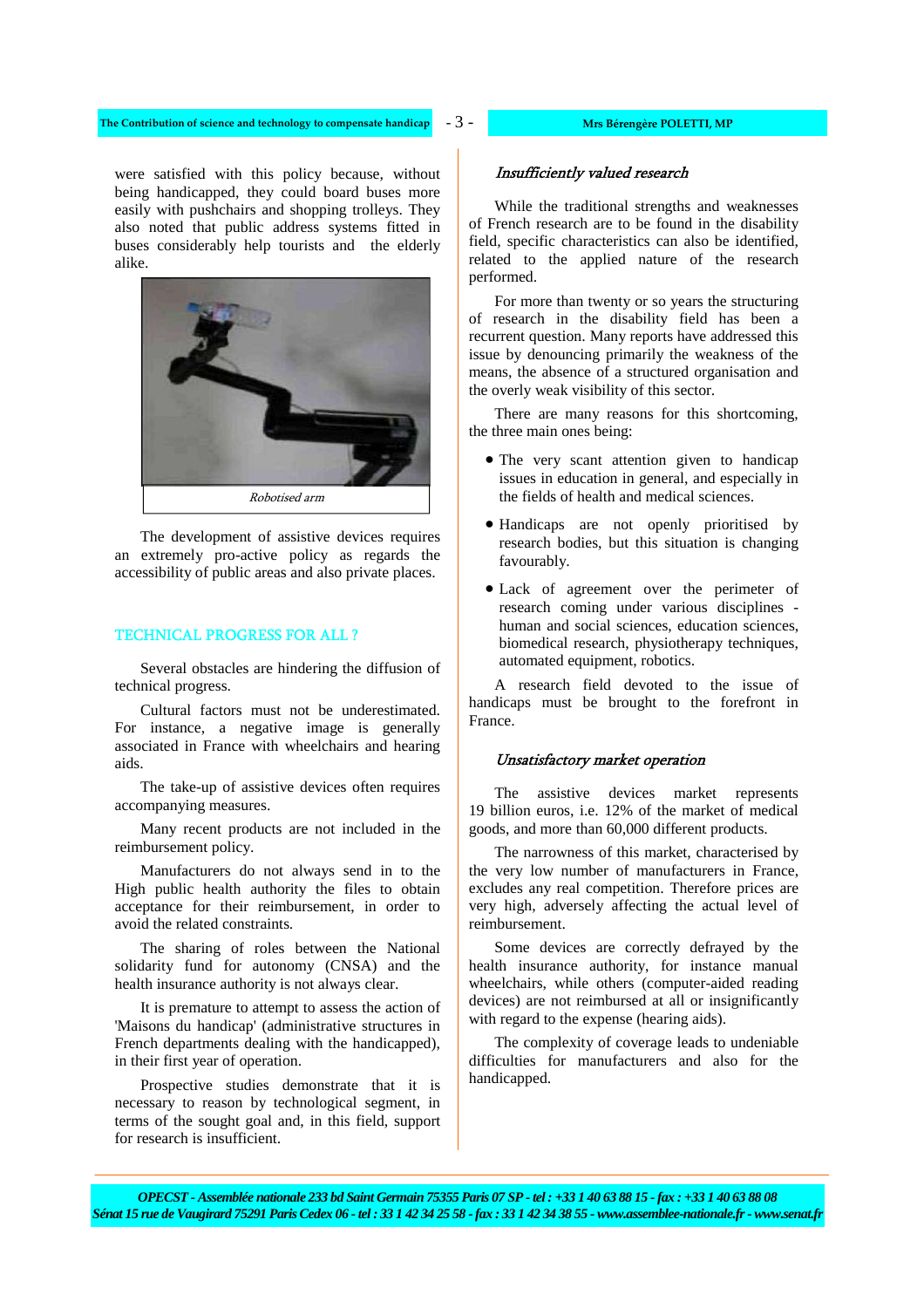were satisfied with this policy because, without being handicapped, they could board buses more easily with pushchairs and shopping trolleys. They also noted that public address systems fitted in buses considerably help tourists and the elderly alike.

*Robotised arm*

The development of assistive devices requires an extremely pro-active policy as regards the accessibility of public areas and also private places.

## TECHNICAL PROGRESS FOR ALL ?

Several obstacles are hindering the diffusion of technical progress.

Cultural factors must not be underestimated. For instance, a negative image is generally associated in France with wheelchairs and hearing aids.

The take-up of assistive devices often requires accompanying measures.

Many recent products are not included in the reimbursement policy.

Manufacturers do not always send in to the High public health authority the files to obtain acceptance for their reimbursement, in order to avoid the related constraints.

The sharing of roles between the National solidarity fund for autonomy (CNSA) and the health insurance authority is not always clear.

It is premature to attempt to assess the action of 'Maisons du handicap' (administrative structures in French departments dealing with the handicapped), in their first year of operation.

Prospective studies demonstrate that it is necessary to reason by technological segment, in terms of the sought goal and, in this field, support for research is insufficient.

### *Insufficiently valued research*

While the traditional strengths and weaknesses of French research are to be found in the disability field, specific characteristics can also be identified, related to the applied nature of the research performed.

For more than twenty or so years the structuring of research in the disability field has been a recurrent question. Many reports have addressed this issue by denouncing primarily the weakness of the means, the absence of a structured organisation and the overly weak visibility of this sector.

There are many reasons for this shortcoming, the three main ones being:

- The very scant attention given to handicap issues in education in general, and especially in the fields of health and medical sciences.
- Handicaps are not openly prioritised by research bodies, but this situation is changing favourably.
- Lack of agreement over the perimeter of research coming under various disciplines - human and social sciences, education sciences, biomedical research, physiotherapy techniques, automated equipment, robotics.

A research field devoted to the issue of handicaps must be brought to the forefront in France.

### *Unsatisfactory market operation*

The assistive devices market represents 19 billion euros, i.e. 12% of the market of medical goods, and more than 60,000 different products.

The narrowness of this market, characterised by the very low number of manufacturers in France, excludes any real competition. Therefore prices are very high, adversely affecting the actual level of reimbursement.

Some devices are correctly defrayed by the health insurance authority, for instance manual wheelchairs, while others (computer-aided reading devices) are not reimbursed at all or insignificantly with regard to the expense (hearing aids).

The complexity of coverage leads to undeniable difficulties for manufacturers and also for the handicapped.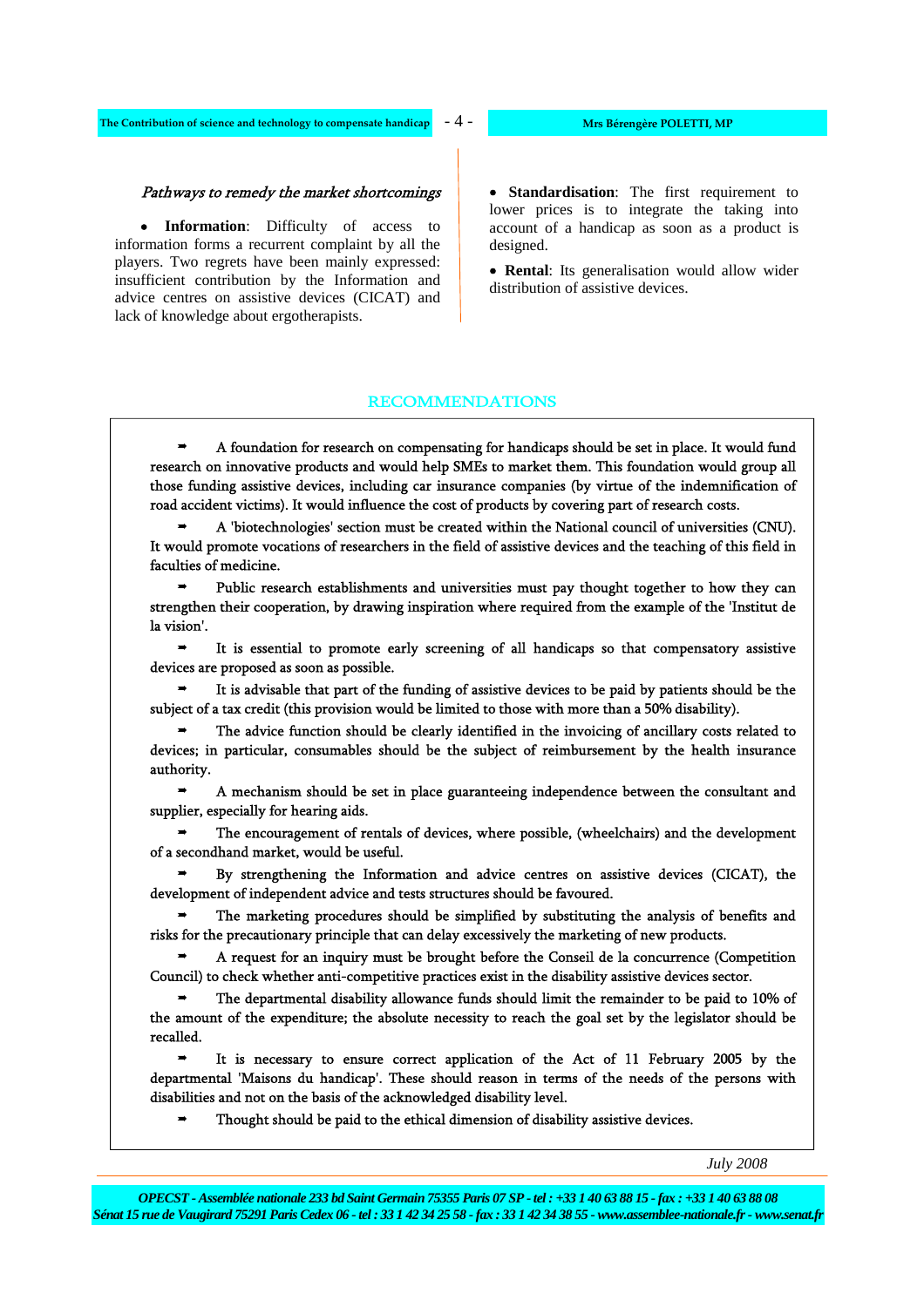*Pathways to remedy the market shortcomings*

- **Information**: Difficulty of access to information forms a recurrent complaint by all the players. Two regrets have been mainly expressed: insufficient contribution by the Information and advice centres on assistive devices (CICAT) and lack of knowledge about ergotherapists.

- **Standardisation**: The first requirement to lower prices is to integrate the taking into account of a handicap as soon as a product is designed.

- **Rental**: Its generalisation would allow wider distribution of assistive devices.

## RECOMMENDATIONS

➨ A foundation for research on compensating for handicaps should be set in place. It would fund research on innovative products and would help SMEs to market them. This foundation would group all those funding assistive devices, including car insurance companies (by virtue of the indemnification of road accident victims). It would influence the cost of products by covering part of research costs.

➨ A 'biotechnologies' section must be created within the National council of universities (CNU). It would promote vocations of researchers in the field of assistive devices and the teaching of this field in faculties of medicine.

➨ Public research establishments and universities must pay thought together to how they can strengthen their cooperation, by drawing inspiration where required from the example of the 'Institut de la vision'.

➨ It is essential to promote early screening of all handicaps so that compensatory assistive devices are proposed as soon as possible.

➨ It is advisable that part of the funding of assistive devices to be paid by patients should be the subject of a tax credit (this provision would be limited to those with more than a 50% disability).

➨ The advice function should be clearly identified in the invoicing of ancillary costs related to devices; in particular, consumables should be the subject of reimbursement by the health insurance authority.

➨ A mechanism should be set in place guaranteeing independence between the consultant and supplier, especially for hearing aids.

➨ The encouragement of rentals of devices, where possible, (wheelchairs) and the development of a secondhand market, would be useful.

➨ By strengthening the Information and advice centres on assistive devices (CICAT), the development of independent advice and tests structures should be favoured.

➨ The marketing procedures should be simplified by substituting the analysis of benefits and risks for the precautionary principle that can delay excessively the marketing of new products.

➨ A request for an inquiry must be brought before the Conseil de la concurrence (Competition Council) to check whether anti-competitive practices exist in the disability assistive devices sector.

➨ The departmental disability allowance funds should limit the remainder to be paid to 10% of the amount of the expenditure; the absolute necessity to reach the goal set by the legislator should be recalled.

➨ It is necessary to ensure correct application of the Act of 11 February 2005 by the departmental 'Maisons du handicap'. These should reason in terms of the needs of the persons with disabilities and not on the basis of the acknowledged disability level.

➨ Thought should be paid to the ethical dimension of disability assistive devices.

*July 2008*